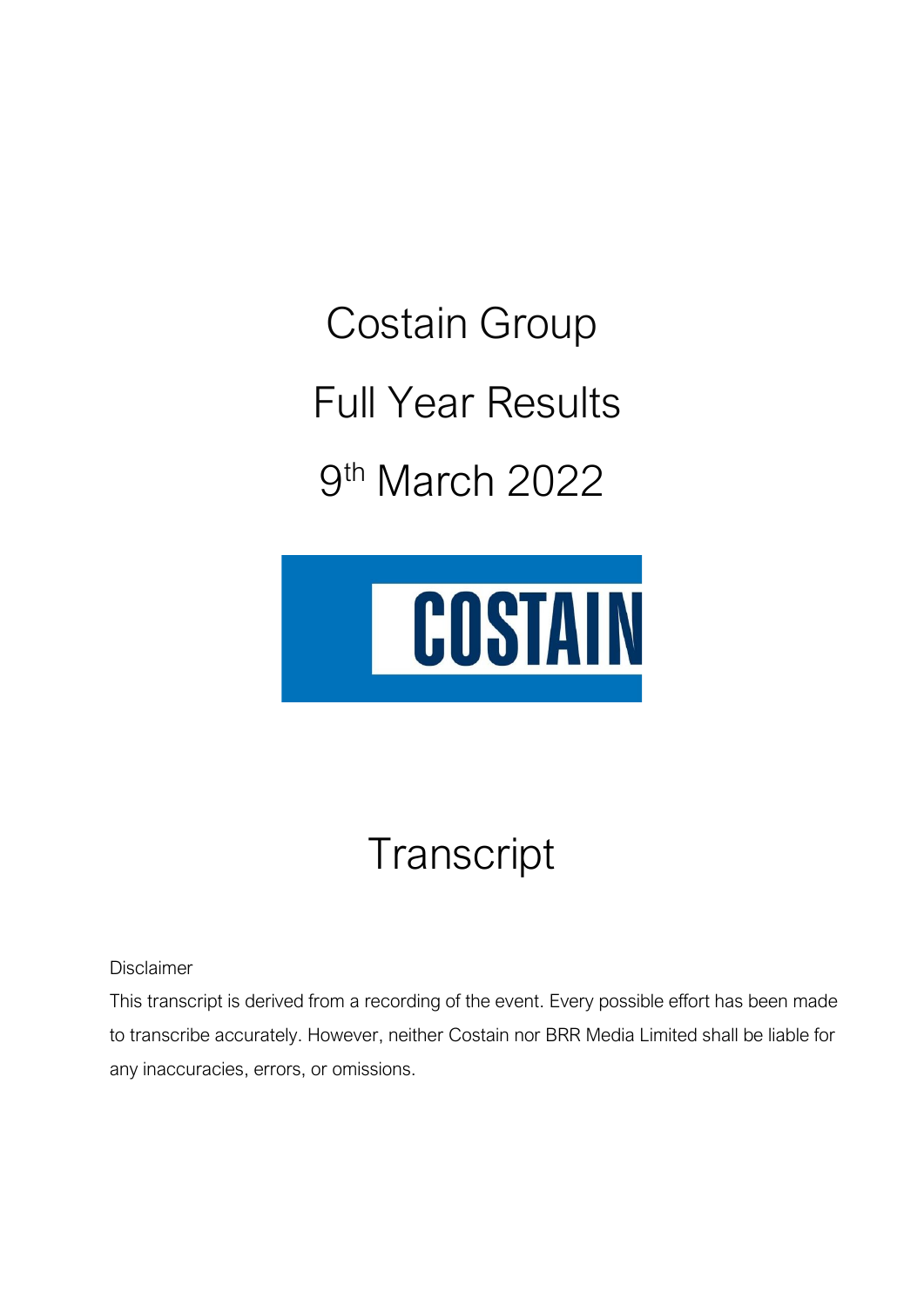# Costain Group

# Full Year Results

# 9th March 2022

COSTAIN

# Transcript

Disclaimer

This transcript is derived from a recording of the event. Every possible effort has been made to transcribe accurately. However, neither Costain nor BRR Media Limited shall be liable for any inaccuracies, errors, or omissions.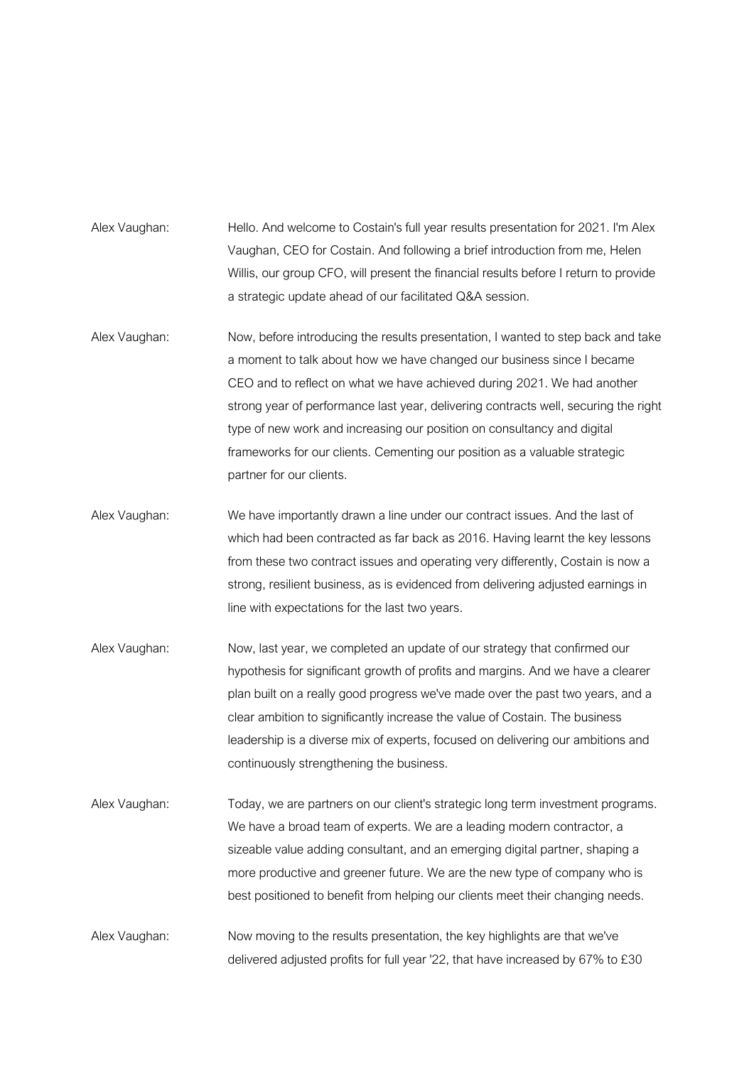Alex Vaughan: Hello. And welcome to Costain's full year results presentation for 2021. I'm Alex Vaughan, CEO for Costain. And following a brief introduction from me, Helen Willis, our group CFO, will present the financial results before I return to provide a strategic update ahead of our facilitated Q&A session.

Alex Vaughan: Now, before introducing the results presentation, I wanted to step back and take a moment to talk about how we have changed our business since I became CEO and to reflect on what we have achieved during 2021. We had another strong year of performance last year, delivering contracts well, securing the right type of new work and increasing our position on consultancy and digital frameworks for our clients. Cementing our position as a valuable strategic partner for our clients.

Alex Vaughan: We have importantly drawn a line under our contract issues. And the last of which had been contracted as far back as 2016. Having learnt the key lessons from these two contract issues and operating very differently, Costain is now a strong, resilient business, as is evidenced from delivering adjusted earnings in line with expectations for the last two years.

Alex Vaughan: Now, last year, we completed an update of our strategy that confirmed our hypothesis for significant growth of profits and margins. And we have a clearer plan built on a really good progress we've made over the past two years, and a clear ambition to significantly increase the value of Costain. The business leadership is a diverse mix of experts, focused on delivering our ambitions and continuously strengthening the business.

Alex Vaughan: Today, we are partners on our client's strategic long term investment programs. We have a broad team of experts. We are a leading modern contractor, a sizeable value adding consultant, and an emerging digital partner, shaping a more productive and greener future. We are the new type of company who is best positioned to benefit from helping our clients meet their changing needs.

Alex Vaughan: Now moving to the results presentation, the key highlights are that we've delivered adjusted profits for full year '22, that have increased by 67% to £30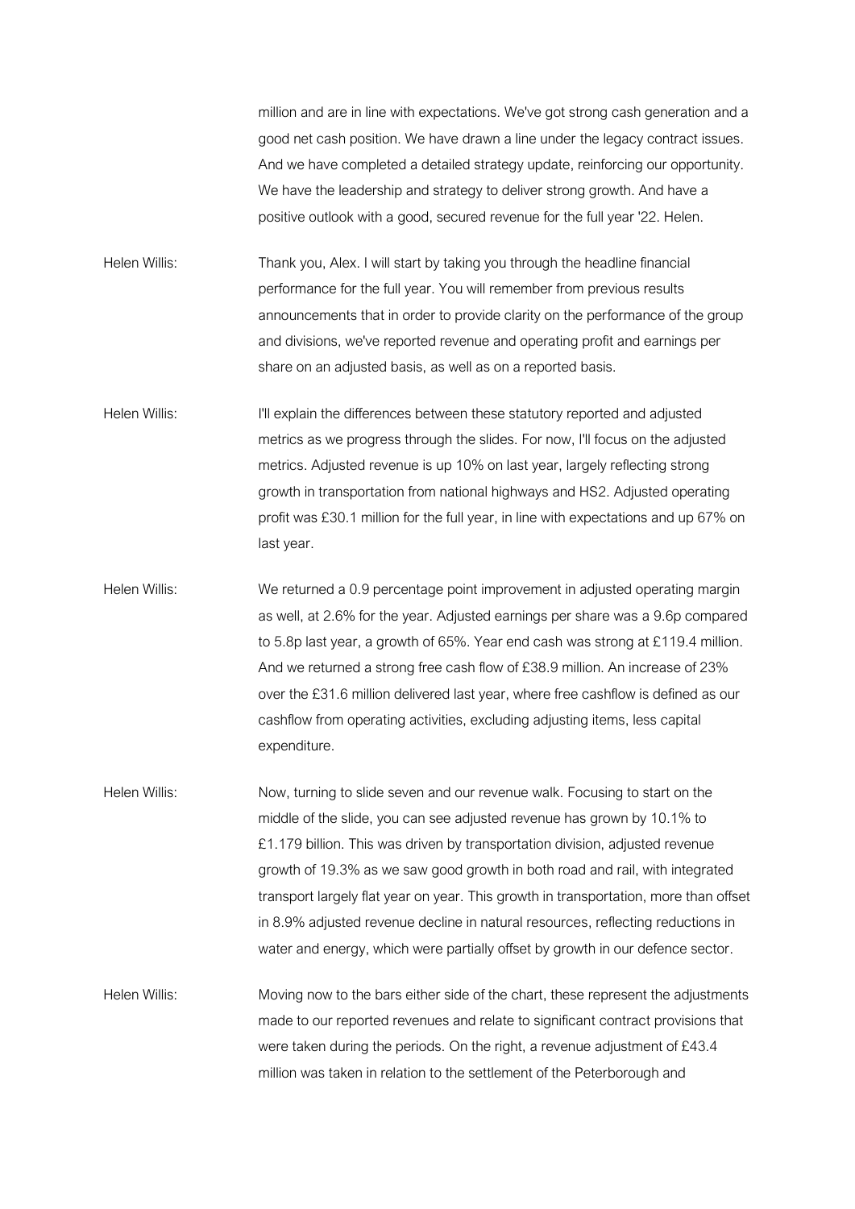million and are in line with expectations. We've got strong cash generation and a good net cash position. We have drawn a line under the legacy contract issues. And we have completed a detailed strategy update, reinforcing our opportunity. We have the leadership and strategy to deliver strong growth. And have a positive outlook with a good, secured revenue for the full year '22. Helen.

Helen Willis: Thank you, Alex. I will start by taking you through the headline financial performance for the full year. You will remember from previous results announcements that in order to provide clarity on the performance of the group and divisions, we've reported revenue and operating profit and earnings per share on an adjusted basis, as well as on a reported basis.

Helen Willis: I'll explain the differences between these statutory reported and adjusted metrics as we progress through the slides. For now, I'll focus on the adjusted metrics. Adjusted revenue is up 10% on last year, largely reflecting strong growth in transportation from national highways and HS2. Adjusted operating profit was £30.1 million for the full year, in line with expectations and up 67% on last year.

Helen Willis: We returned a 0.9 percentage point improvement in adjusted operating margin as well, at 2.6% for the year. Adjusted earnings per share was a 9.6p compared to 5.8p last year, a growth of 65%. Year end cash was strong at £119.4 million. And we returned a strong free cash flow of £38.9 million. An increase of 23% over the £31.6 million delivered last year, where free cashflow is defined as our cashflow from operating activities, excluding adjusting items, less capital expenditure.

Helen Willis: Now, turning to slide seven and our revenue walk. Focusing to start on the middle of the slide, you can see adjusted revenue has grown by 10.1% to £1.179 billion. This was driven by transportation division, adjusted revenue growth of 19.3% as we saw good growth in both road and rail, with integrated transport largely flat year on year. This growth in transportation, more than offset in 8.9% adjusted revenue decline in natural resources, reflecting reductions in water and energy, which were partially offset by growth in our defence sector.

Helen Willis: Moving now to the bars either side of the chart, these represent the adjustments made to our reported revenues and relate to significant contract provisions that were taken during the periods. On the right, a revenue adjustment of £43.4 million was taken in relation to the settlement of the Peterborough and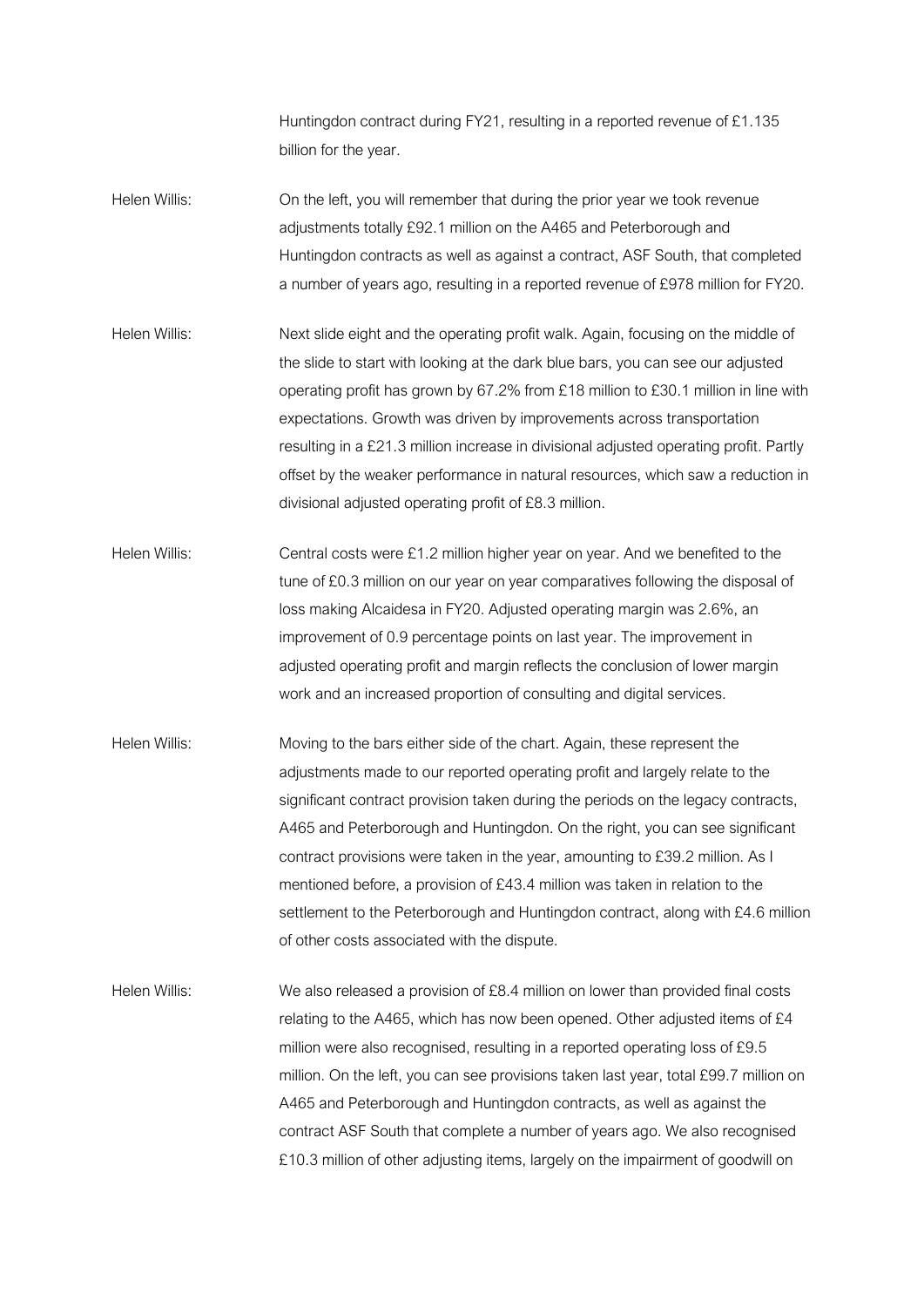Huntingdon contract during FY21, resulting in a reported revenue of £1.135 billion for the year.

Helen Willis: On the left, you will remember that during the prior year we took revenue adjustments totally £92.1 million on the A465 and Peterborough and Huntingdon contracts as well as against a contract, ASF South, that completed a number of years ago, resulting in a reported revenue of £978 million for FY20.

Helen Willis: Next slide eight and the operating profit walk. Again, focusing on the middle of the slide to start with looking at the dark blue bars, you can see our adjusted operating profit has grown by 67.2% from £18 million to £30.1 million in line with expectations. Growth was driven by improvements across transportation resulting in a £21.3 million increase in divisional adjusted operating profit. Partly offset by the weaker performance in natural resources, which saw a reduction in divisional adjusted operating profit of £8.3 million.

Helen Willis: Central costs were £1.2 million higher year on year. And we benefited to the tune of £0.3 million on our year on year comparatives following the disposal of loss making Alcaidesa in FY20. Adjusted operating margin was 2.6%, an improvement of 0.9 percentage points on last year. The improvement in adjusted operating profit and margin reflects the conclusion of lower margin work and an increased proportion of consulting and digital services.

Helen Willis: Moving to the bars either side of the chart. Again, these represent the adjustments made to our reported operating profit and largely relate to the significant contract provision taken during the periods on the legacy contracts, A465 and Peterborough and Huntingdon. On the right, you can see significant contract provisions were taken in the year, amounting to £39.2 million. As I mentioned before, a provision of £43.4 million was taken in relation to the settlement to the Peterborough and Huntingdon contract, along with £4.6 million of other costs associated with the dispute.

Helen Willis: We also released a provision of £8.4 million on lower than provided final costs relating to the A465, which has now been opened. Other adjusted items of £4 million were also recognised, resulting in a reported operating loss of £9.5 million. On the left, you can see provisions taken last year, total £99.7 million on A465 and Peterborough and Huntingdon contracts, as well as against the contract ASF South that complete a number of years ago. We also recognised £10.3 million of other adjusting items, largely on the impairment of goodwill on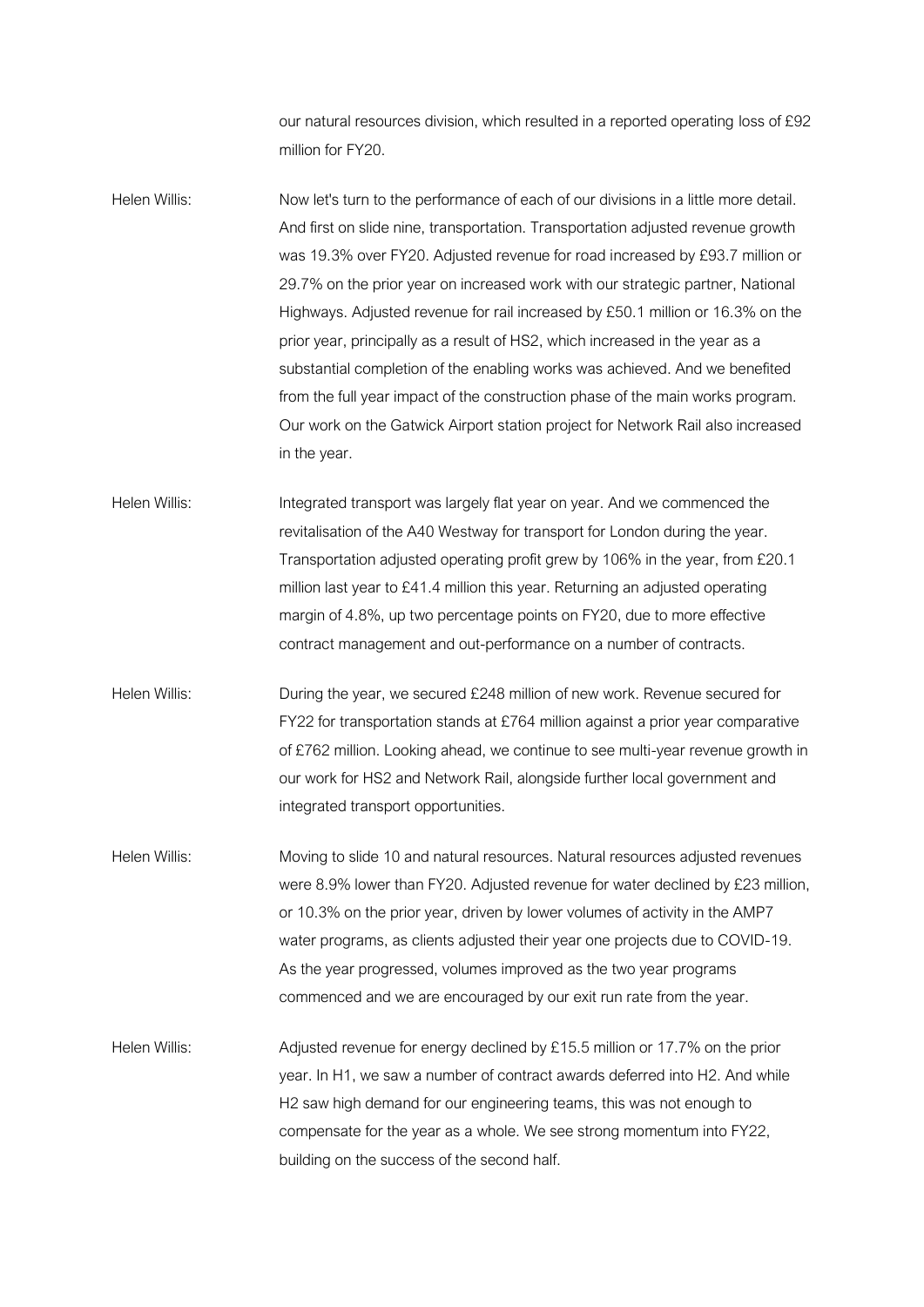our natural resources division, which resulted in a reported operating loss of £92 million for FY20.

Helen Willis: Now let's turn to the performance of each of our divisions in a little more detail. And first on slide nine, transportation. Transportation adjusted revenue growth was 19.3% over FY20. Adjusted revenue for road increased by £93.7 million or 29.7% on the prior year on increased work with our strategic partner, National Highways. Adjusted revenue for rail increased by £50.1 million or 16.3% on the prior year, principally as a result of HS2, which increased in the year as a substantial completion of the enabling works was achieved. And we benefited from the full year impact of the construction phase of the main works program. Our work on the Gatwick Airport station project for Network Rail also increased in the year.

Helen Willis: Integrated transport was largely flat year on year. And we commenced the revitalisation of the A40 Westway for transport for London during the year. Transportation adjusted operating profit grew by 106% in the year, from £20.1 million last year to £41.4 million this year. Returning an adjusted operating margin of 4.8%, up two percentage points on FY20, due to more effective contract management and out-performance on a number of contracts.

Helen Willis: During the year, we secured £248 million of new work. Revenue secured for FY22 for transportation stands at £764 million against a prior year comparative of £762 million. Looking ahead, we continue to see multi-year revenue growth in our work for HS2 and Network Rail, alongside further local government and integrated transport opportunities.

Helen Willis: Moving to slide 10 and natural resources. Natural resources adjusted revenues were 8.9% lower than FY20. Adjusted revenue for water declined by £23 million, or 10.3% on the prior year, driven by lower volumes of activity in the AMP7 water programs, as clients adjusted their year one projects due to COVID-19. As the year progressed, volumes improved as the two year programs commenced and we are encouraged by our exit run rate from the year.

Helen Willis: Adjusted revenue for energy declined by £15.5 million or 17.7% on the prior year. In H1, we saw a number of contract awards deferred into H2. And while H2 saw high demand for our engineering teams, this was not enough to compensate for the year as a whole. We see strong momentum into FY22, building on the success of the second half.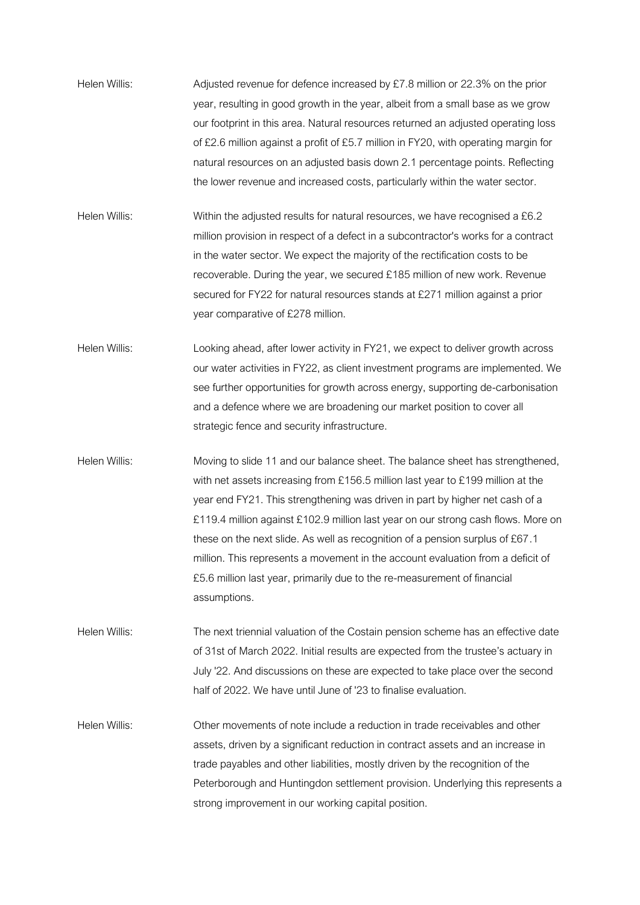Helen Willis: Adjusted revenue for defence increased by £7.8 million or 22.3% on the prior year, resulting in good growth in the year, albeit from a small base as we grow our footprint in this area. Natural resources returned an adjusted operating loss of £2.6 million against a profit of £5.7 million in FY20, with operating margin for natural resources on an adjusted basis down 2.1 percentage points. Reflecting the lower revenue and increased costs, particularly within the water sector.

Helen Willis: Within the adjusted results for natural resources, we have recognised a £6.2 million provision in respect of a defect in a subcontractor's works for a contract in the water sector. We expect the majority of the rectification costs to be recoverable. During the year, we secured £185 million of new work. Revenue secured for FY22 for natural resources stands at £271 million against a prior year comparative of £278 million.

Helen Willis: Looking ahead, after lower activity in FY21, we expect to deliver growth across our water activities in FY22, as client investment programs are implemented. We see further opportunities for growth across energy, supporting de-carbonisation and a defence where we are broadening our market position to cover all strategic fence and security infrastructure.

Helen Willis: Moving to slide 11 and our balance sheet. The balance sheet has strengthened, with net assets increasing from £156.5 million last year to £199 million at the year end FY21. This strengthening was driven in part by higher net cash of a £119.4 million against £102.9 million last year on our strong cash flows. More on these on the next slide. As well as recognition of a pension surplus of £67.1 million. This represents a movement in the account evaluation from a deficit of £5.6 million last year, primarily due to the re-measurement of financial assumptions.

Helen Willis: The next triennial valuation of the Costain pension scheme has an effective date of 31st of March 2022. Initial results are expected from the trustee's actuary in July '22. And discussions on these are expected to take place over the second half of 2022. We have until June of '23 to finalise evaluation.

Helen Willis: Other movements of note include a reduction in trade receivables and other assets, driven by a significant reduction in contract assets and an increase in trade payables and other liabilities, mostly driven by the recognition of the Peterborough and Huntingdon settlement provision. Underlying this represents a strong improvement in our working capital position.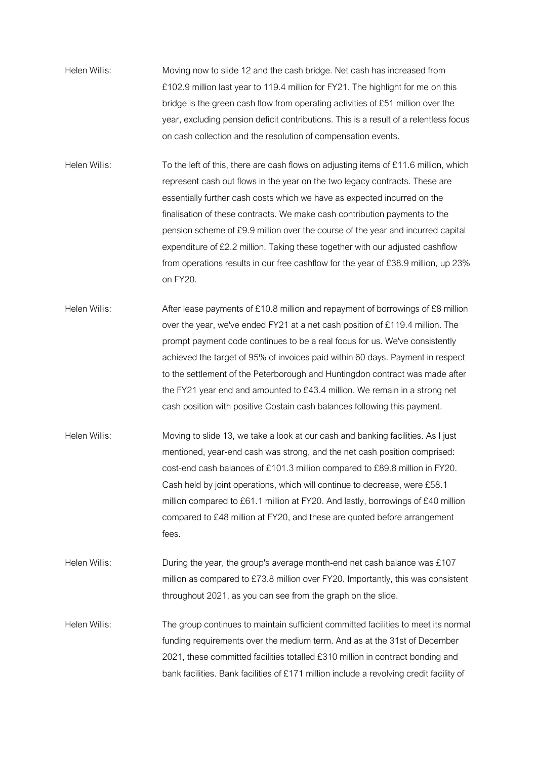Helen Willis: Moving now to slide 12 and the cash bridge. Net cash has increased from £102.9 million last year to 119.4 million for FY21. The highlight for me on this bridge is the green cash flow from operating activities of £51 million over the year, excluding pension deficit contributions. This is a result of a relentless focus on cash collection and the resolution of compensation events.

Helen Willis: To the left of this, there are cash flows on adjusting items of £11.6 million, which represent cash out flows in the year on the two legacy contracts. These are essentially further cash costs which we have as expected incurred on the finalisation of these contracts. We make cash contribution payments to the pension scheme of £9.9 million over the course of the year and incurred capital expenditure of £2.2 million. Taking these together with our adjusted cashflow from operations results in our free cashflow for the year of £38.9 million, up 23% on FY20.

Helen Willis: After lease payments of £10.8 million and repayment of borrowings of £8 million over the year, we've ended FY21 at a net cash position of £119.4 million. The prompt payment code continues to be a real focus for us. We've consistently achieved the target of 95% of invoices paid within 60 days. Payment in respect to the settlement of the Peterborough and Huntingdon contract was made after the FY21 year end and amounted to £43.4 million. We remain in a strong net cash position with positive Costain cash balances following this payment.

Helen Willis: Moving to slide 13, we take a look at our cash and banking facilities. As I just mentioned, year-end cash was strong, and the net cash position comprised: cost-end cash balances of £101.3 million compared to £89.8 million in FY20. Cash held by joint operations, which will continue to decrease, were £58.1 million compared to £61.1 million at FY20. And lastly, borrowings of £40 million compared to £48 million at FY20, and these are quoted before arrangement fees.

Helen Willis: During the year, the group's average month-end net cash balance was £107 million as compared to £73.8 million over FY20. Importantly, this was consistent throughout 2021, as you can see from the graph on the slide.

Helen Willis: The group continues to maintain sufficient committed facilities to meet its normal funding requirements over the medium term. And as at the 31st of December 2021, these committed facilities totalled £310 million in contract bonding and bank facilities. Bank facilities of £171 million include a revolving credit facility of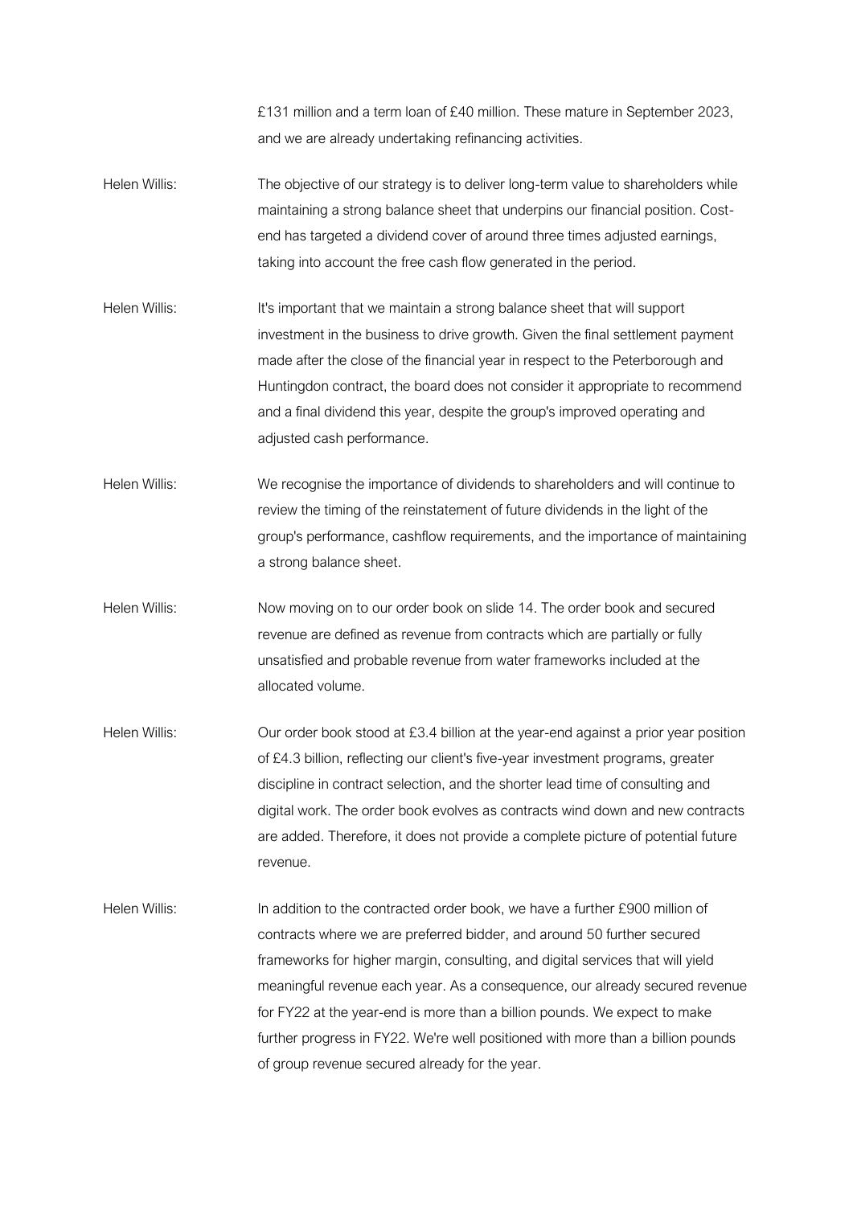£131 million and a term loan of £40 million. These mature in September 2023, and we are already undertaking refinancing activities.

Helen Willis: The objective of our strategy is to deliver long-term value to shareholders while maintaining a strong balance sheet that underpins our financial position. Cost-end has targeted a dividend cover of around three times adjusted earnings, taking into account the free cash flow generated in the period.

Helen Willis: It's important that we maintain a strong balance sheet that will support investment in the business to drive growth. Given the final settlement payment made after the close of the financial year in respect to the Peterborough and Huntingdon contract, the board does not consider it appropriate to recommend and a final dividend this year, despite the group's improved operating and adjusted cash performance.

Helen Willis: We recognise the importance of dividends to shareholders and will continue to review the timing of the reinstatement of future dividends in the light of the group's performance, cashflow requirements, and the importance of maintaining a strong balance sheet.

Helen Willis: Now moving on to our order book on slide 14. The order book and secured revenue are defined as revenue from contracts which are partially or fully unsatisfied and probable revenue from water frameworks included at the allocated volume.

Helen Willis: Our order book stood at £3.4 billion at the year-end against a prior year position of £4.3 billion, reflecting our client's five-year investment programs, greater discipline in contract selection, and the shorter lead time of consulting and digital work. The order book evolves as contracts wind down and new contracts are added. Therefore, it does not provide a complete picture of potential future revenue.

Helen Willis: In addition to the contracted order book, we have a further £900 million of contracts where we are preferred bidder, and around 50 further secured frameworks for higher margin, consulting, and digital services that will yield meaningful revenue each year. As a consequence, our already secured revenue for FY22 at the year-end is more than a billion pounds. We expect to make further progress in FY22. We're well positioned with more than a billion pounds of group revenue secured already for the year.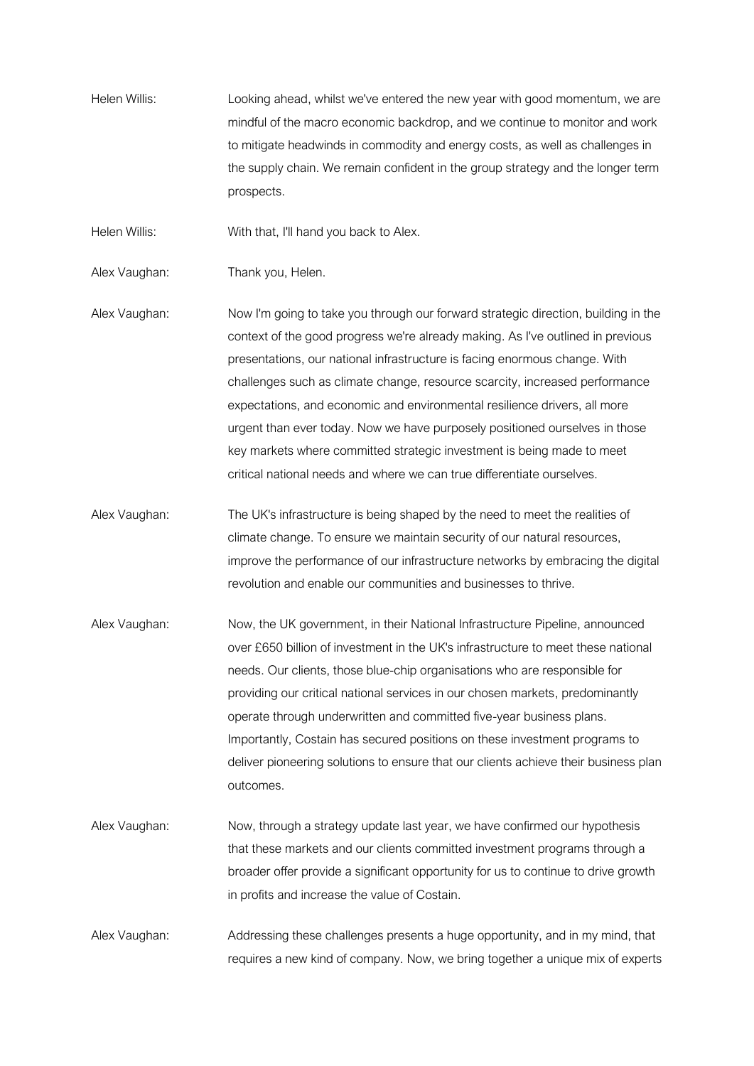Helen Willis: Looking ahead, whilst we've entered the new year with good momentum, we are mindful of the macro economic backdrop, and we continue to monitor and work to mitigate headwinds in commodity and energy costs, as well as challenges in the supply chain. We remain confident in the group strategy and the longer term prospects.

Helen Willis: With that, I'll hand you back to Alex.

Alex Vaughan: Thank you, Helen.

Alex Vaughan: Now I'm going to take you through our forward strategic direction, building in the context of the good progress we're already making. As I've outlined in previous presentations, our national infrastructure is facing enormous change. With challenges such as climate change, resource scarcity, increased performance expectations, and economic and environmental resilience drivers, all more urgent than ever today. Now we have purposely positioned ourselves in those key markets where committed strategic investment is being made to meet critical national needs and where we can true differentiate ourselves.

Alex Vaughan: The UK's infrastructure is being shaped by the need to meet the realities of climate change. To ensure we maintain security of our natural resources, improve the performance of our infrastructure networks by embracing the digital revolution and enable our communities and businesses to thrive.

Alex Vaughan: Now, the UK government, in their National Infrastructure Pipeline, announced over £650 billion of investment in the UK's infrastructure to meet these national needs. Our clients, those blue-chip organisations who are responsible for providing our critical national services in our chosen markets, predominantly operate through underwritten and committed five-year business plans. Importantly, Costain has secured positions on these investment programs to deliver pioneering solutions to ensure that our clients achieve their business plan outcomes.

Alex Vaughan: Now, through a strategy update last year, we have confirmed our hypothesis that these markets and our clients committed investment programs through a broader offer provide a significant opportunity for us to continue to drive growth in profits and increase the value of Costain.

Alex Vaughan: Addressing these challenges presents a huge opportunity, and in my mind, that requires a new kind of company. Now, we bring together a unique mix of experts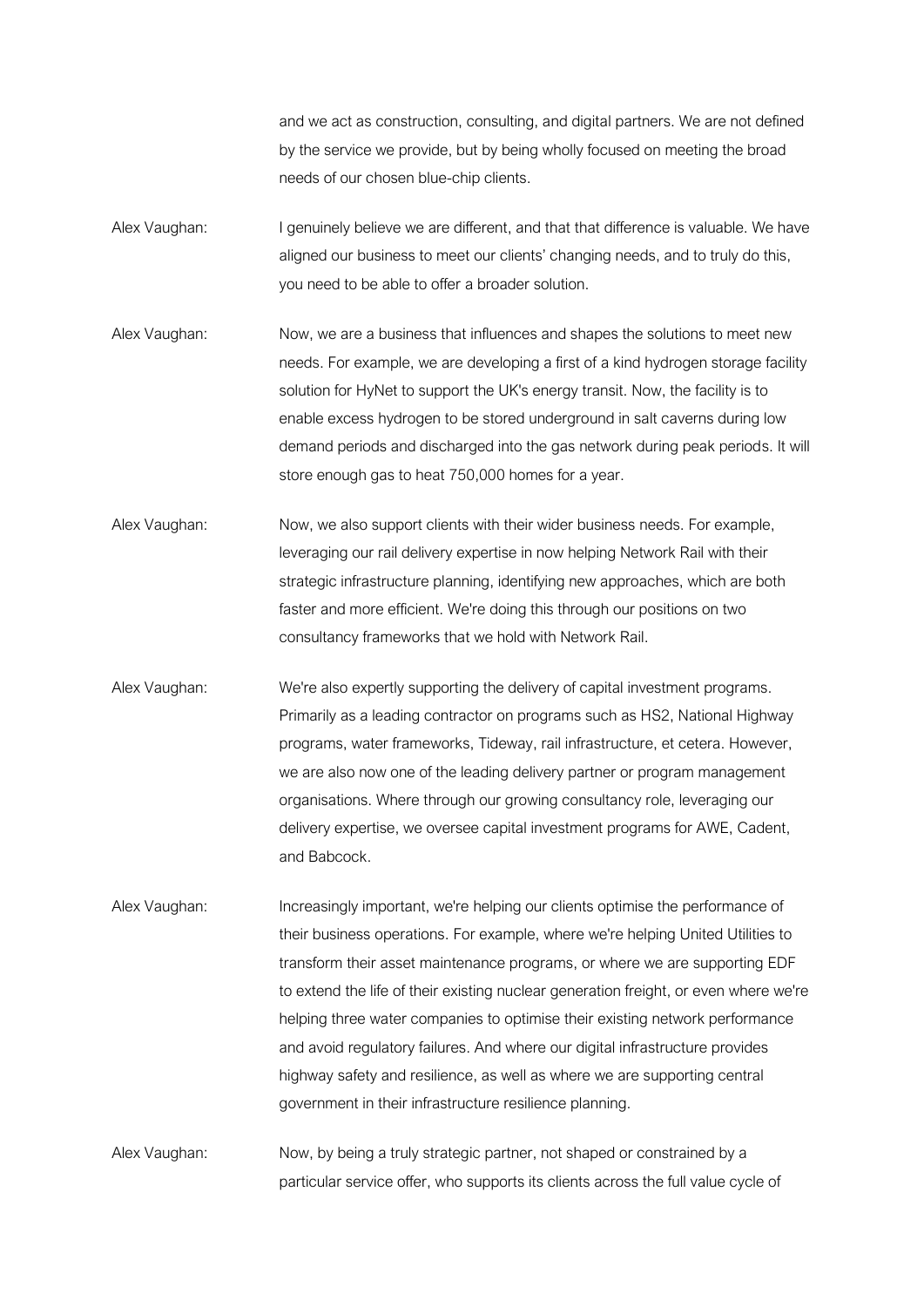and we act as construction, consulting, and digital partners. We are not defined by the service we provide, but by being wholly focused on meeting the broad needs of our chosen blue-chip clients.

Alex Vaughan: I genuinely believe we are different, and that that difference is valuable. We have aligned our business to meet our clients' changing needs, and to truly do this, you need to be able to offer a broader solution.

Alex Vaughan: Now, we are a business that influences and shapes the solutions to meet new needs. For example, we are developing a first of a kind hydrogen storage facility solution for HyNet to support the UK's energy transit. Now, the facility is to enable excess hydrogen to be stored underground in salt caverns during low demand periods and discharged into the gas network during peak periods. It will store enough gas to heat 750,000 homes for a year.

Alex Vaughan: Now, we also support clients with their wider business needs. For example, leveraging our rail delivery expertise in now helping Network Rail with their strategic infrastructure planning, identifying new approaches, which are both faster and more efficient. We're doing this through our positions on two consultancy frameworks that we hold with Network Rail.

Alex Vaughan: We're also expertly supporting the delivery of capital investment programs. Primarily as a leading contractor on programs such as HS2, National Highway programs, water frameworks, Tideway, rail infrastructure, et cetera. However, we are also now one of the leading delivery partner or program management organisations. Where through our growing consultancy role, leveraging our delivery expertise, we oversee capital investment programs for AWE, Cadent, and Babcock.

Alex Vaughan: Increasingly important, we're helping our clients optimise the performance of their business operations. For example, where we're helping United Utilities to transform their asset maintenance programs, or where we are supporting EDF to extend the life of their existing nuclear generation freight, or even where we're helping three water companies to optimise their existing network performance and avoid regulatory failures. And where our digital infrastructure provides highway safety and resilience, as well as where we are supporting central government in their infrastructure resilience planning.

Alex Vaughan: Now, by being a truly strategic partner, not shaped or constrained by a particular service offer, who supports its clients across the full value cycle of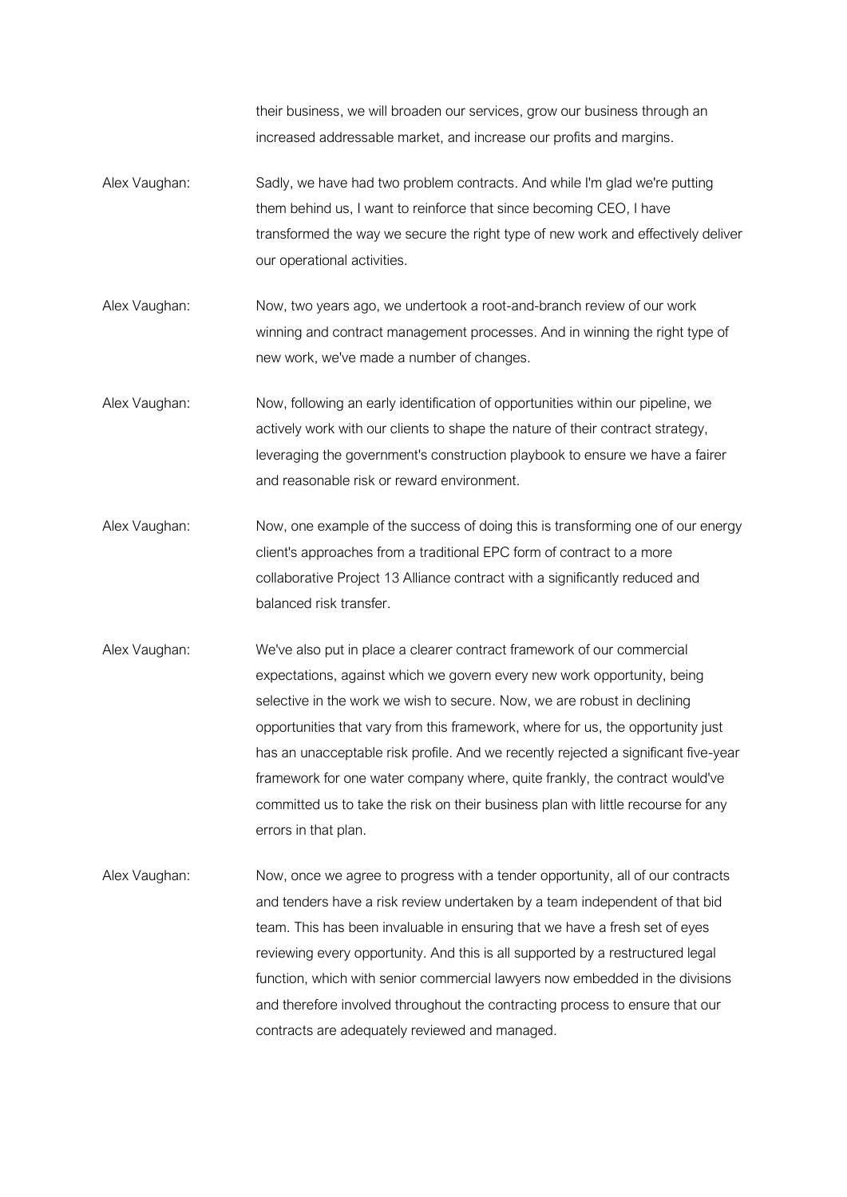their business, we will broaden our services, grow our business through an increased addressable market, and increase our profits and margins.

Alex Vaughan: Sadly, we have had two problem contracts. And while I'm glad we're putting them behind us, I want to reinforce that since becoming CEO, I have transformed the way we secure the right type of new work and effectively deliver our operational activities.

Alex Vaughan: Now, two years ago, we undertook a root-and-branch review of our work winning and contract management processes. And in winning the right type of new work, we've made a number of changes.

Alex Vaughan: Now, following an early identification of opportunities within our pipeline, we actively work with our clients to shape the nature of their contract strategy, leveraging the government's construction playbook to ensure we have a fairer and reasonable risk or reward environment.

Alex Vaughan: Now, one example of the success of doing this is transforming one of our energy client's approaches from a traditional EPC form of contract to a more collaborative Project 13 Alliance contract with a significantly reduced and balanced risk transfer.

Alex Vaughan: We've also put in place a clearer contract framework of our commercial expectations, against which we govern every new work opportunity, being selective in the work we wish to secure. Now, we are robust in declining opportunities that vary from this framework, where for us, the opportunity just has an unacceptable risk profile. And we recently rejected a significant five-year framework for one water company where, quite frankly, the contract would've committed us to take the risk on their business plan with little recourse for any errors in that plan.

Alex Vaughan: Now, once we agree to progress with a tender opportunity, all of our contracts and tenders have a risk review undertaken by a team independent of that bid team. This has been invaluable in ensuring that we have a fresh set of eyes reviewing every opportunity. And this is all supported by a restructured legal function, which with senior commercial lawyers now embedded in the divisions and therefore involved throughout the contracting process to ensure that our contracts are adequately reviewed and managed.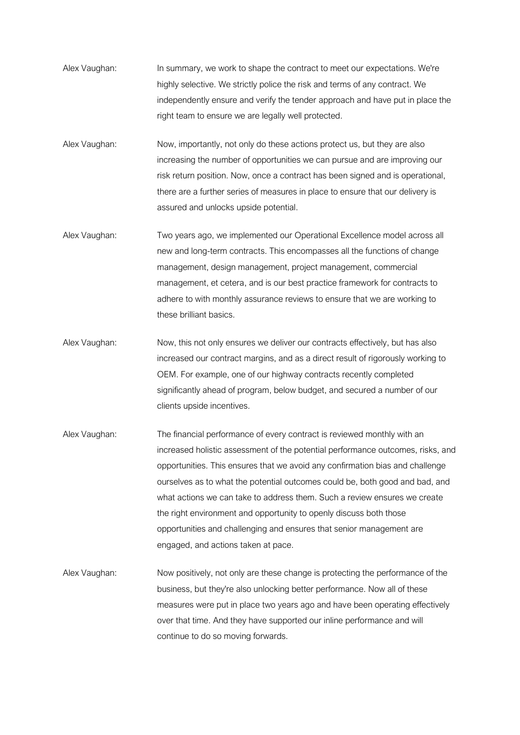Alex Vaughan: In summary, we work to shape the contract to meet our expectations. We're highly selective. We strictly police the risk and terms of any contract. We independently ensure and verify the tender approach and have put in place the right team to ensure we are legally well protected.

Alex Vaughan: Now, importantly, not only do these actions protect us, but they are also increasing the number of opportunities we can pursue and are improving our risk return position. Now, once a contract has been signed and is operational, there are a further series of measures in place to ensure that our delivery is assured and unlocks upside potential.

Alex Vaughan: Two years ago, we implemented our Operational Excellence model across all new and long-term contracts. This encompasses all the functions of change management, design management, project management, commercial management, et cetera, and is our best practice framework for contracts to adhere to with monthly assurance reviews to ensure that we are working to these brilliant basics.

Alex Vaughan: Now, this not only ensures we deliver our contracts effectively, but has also increased our contract margins, and as a direct result of rigorously working to OEM. For example, one of our highway contracts recently completed significantly ahead of program, below budget, and secured a number of our clients upside incentives.

Alex Vaughan: The financial performance of every contract is reviewed monthly with an increased holistic assessment of the potential performance outcomes, risks, and opportunities. This ensures that we avoid any confirmation bias and challenge ourselves as to what the potential outcomes could be, both good and bad, and what actions we can take to address them. Such a review ensures we create the right environment and opportunity to openly discuss both those opportunities and challenging and ensures that senior management are engaged, and actions taken at pace.

Alex Vaughan: Now positively, not only are these change is protecting the performance of the business, but they're also unlocking better performance. Now all of these measures were put in place two years ago and have been operating effectively over that time. And they have supported our inline performance and will continue to do so moving forwards.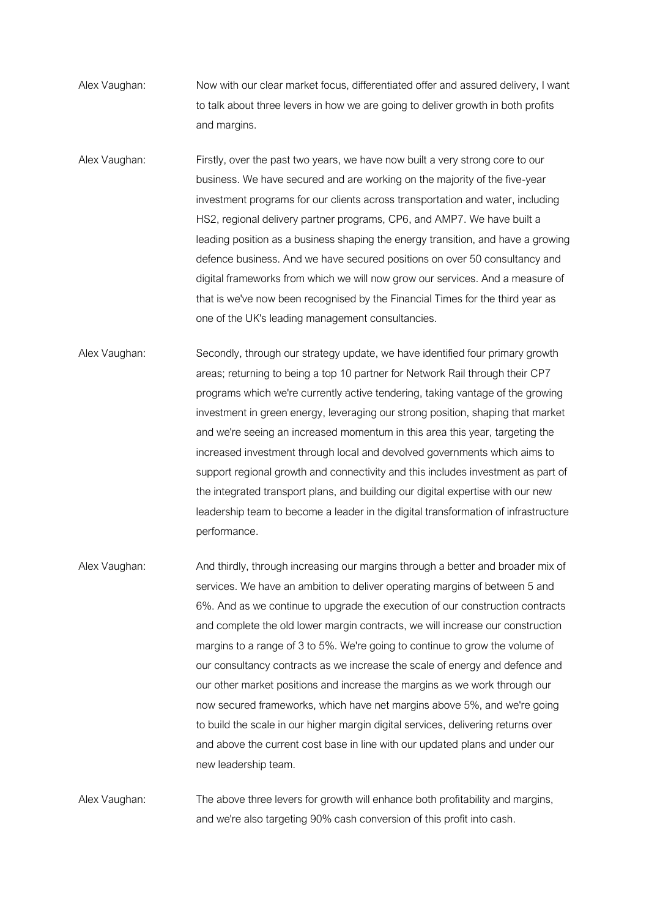Alex Vaughan: Now with our clear market focus, differentiated offer and assured delivery, I want to talk about three levers in how we are going to deliver growth in both profits and margins.

Alex Vaughan: Firstly, over the past two years, we have now built a very strong core to our business. We have secured and are working on the majority of the five-year investment programs for our clients across transportation and water, including HS2, regional delivery partner programs, CP6, and AMP7. We have built a leading position as a business shaping the energy transition, and have a growing defence business. And we have secured positions on over 50 consultancy and digital frameworks from which we will now grow our services. And a measure of that is we've now been recognised by the Financial Times for the third year as one of the UK's leading management consultancies.

Alex Vaughan: Secondly, through our strategy update, we have identified four primary growth areas; returning to being a top 10 partner for Network Rail through their CP7 programs which we're currently active tendering, taking vantage of the growing investment in green energy, leveraging our strong position, shaping that market and we're seeing an increased momentum in this area this year, targeting the increased investment through local and devolved governments which aims to support regional growth and connectivity and this includes investment as part of the integrated transport plans, and building our digital expertise with our new leadership team to become a leader in the digital transformation of infrastructure performance.

Alex Vaughan: And thirdly, through increasing our margins through a better and broader mix of services. We have an ambition to deliver operating margins of between 5 and 6%. And as we continue to upgrade the execution of our construction contracts and complete the old lower margin contracts, we will increase our construction margins to a range of 3 to 5%. We're going to continue to grow the volume of our consultancy contracts as we increase the scale of energy and defence and our other market positions and increase the margins as we work through our now secured frameworks, which have net margins above 5%, and we're going to build the scale in our higher margin digital services, delivering returns over and above the current cost base in line with our updated plans and under our new leadership team.

Alex Vaughan: The above three levers for growth will enhance both profitability and margins, and we're also targeting 90% cash conversion of this profit into cash.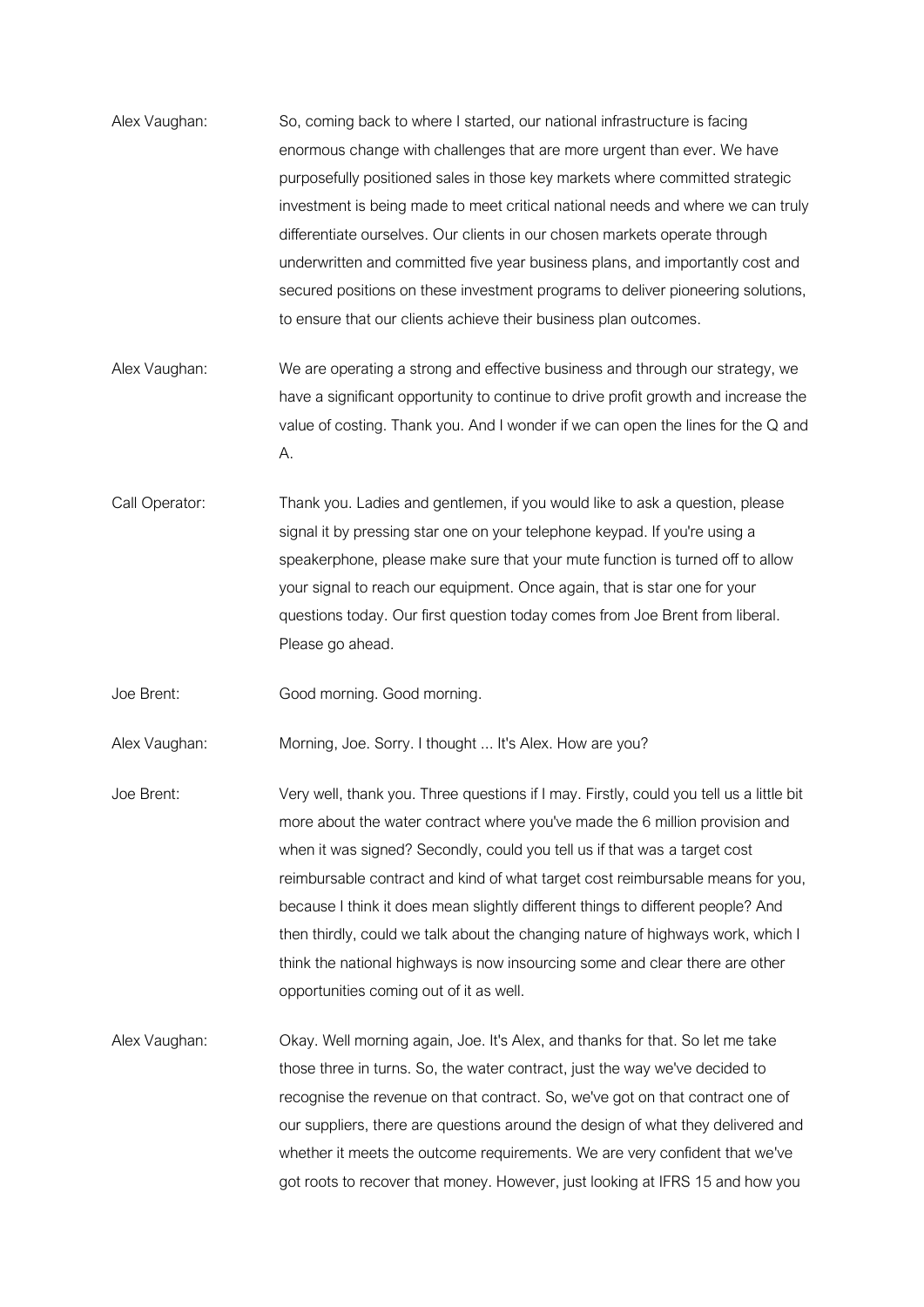Alex Vaughan: So, coming back to where I started, our national infrastructure is facing enormous change with challenges that are more urgent than ever. We have purposefully positioned sales in those key markets where committed strategic investment is being made to meet critical national needs and where we can truly differentiate ourselves. Our clients in our chosen markets operate through underwritten and committed five year business plans, and importantly cost and secured positions on these investment programs to deliver pioneering solutions, to ensure that our clients achieve their business plan outcomes.

Alex Vaughan: We are operating a strong and effective business and through our strategy, we have a significant opportunity to continue to drive profit growth and increase the value of costing. Thank you. And I wonder if we can open the lines for the Q and A.

Call Operator: Thank you. Ladies and gentlemen, if you would like to ask a question, please signal it by pressing star one on your telephone keypad. If you're using a speakerphone, please make sure that your mute function is turned off to allow your signal to reach our equipment. Once again, that is star one for your questions today. Our first question today comes from Joe Brent from liberal. Please go ahead.

Joe Brent: Good morning. Good morning.

Alex Vaughan: Morning, Joe. Sorry. I thought ... It's Alex. How are you?

Joe Brent: Very well, thank you. Three questions if I may. Firstly, could you tell us a little bit more about the water contract where you've made the 6 million provision and when it was signed? Secondly, could you tell us if that was a target cost reimbursable contract and kind of what target cost reimbursable means for you, because I think it does mean slightly different things to different people? And then thirdly, could we talk about the changing nature of highways work, which I think the national highways is now insourcing some and clear there are other opportunities coming out of it as well.

Alex Vaughan: Okay. Well morning again, Joe. It's Alex, and thanks for that. So let me take those three in turns. So, the water contract, just the way we've decided to recognise the revenue on that contract. So, we've got on that contract one of our suppliers, there are questions around the design of what they delivered and whether it meets the outcome requirements. We are very confident that we've got roots to recover that money. However, just looking at IFRS 15 and how you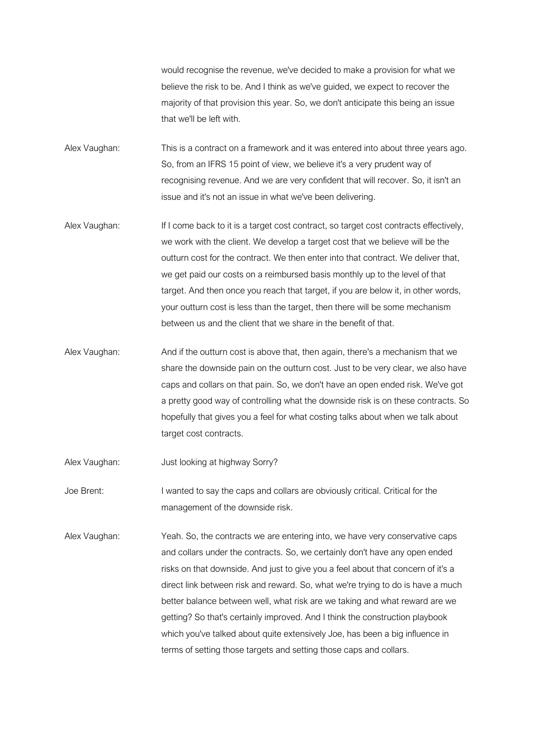would recognise the revenue, we've decided to make a provision for what we believe the risk to be. And I think as we've guided, we expect to recover the majority of that provision this year. So, we don't anticipate this being an issue that we'll be left with.

Alex Vaughan: This is a contract on a framework and it was entered into about three years ago. So, from an IFRS 15 point of view, we believe it's a very prudent way of recognising revenue. And we are very confident that will recover. So, it isn't an issue and it's not an issue in what we've been delivering.

Alex Vaughan: If I come back to it is a target cost contract, so target cost contracts effectively, we work with the client. We develop a target cost that we believe will be the outturn cost for the contract. We then enter into that contract. We deliver that, we get paid our costs on a reimbursed basis monthly up to the level of that target. And then once you reach that target, if you are below it, in other words, your outturn cost is less than the target, then there will be some mechanism between us and the client that we share in the benefit of that.

Alex Vaughan: And if the outturn cost is above that, then again, there's a mechanism that we share the downside pain on the outturn cost. Just to be very clear, we also have caps and collars on that pain. So, we don't have an open ended risk. We've got a pretty good way of controlling what the downside risk is on these contracts. So hopefully that gives you a feel for what costing talks about when we talk about target cost contracts.

Alex Vaughan: Just looking at highway Sorry?

Joe Brent: I wanted to say the caps and collars are obviously critical. Critical for the management of the downside risk.

Alex Vaughan: Yeah. So, the contracts we are entering into, we have very conservative caps and collars under the contracts. So, we certainly don't have any open ended risks on that downside. And just to give you a feel about that concern of it's a direct link between risk and reward. So, what we're trying to do is have a much better balance between well, what risk are we taking and what reward are we getting? So that's certainly improved. And I think the construction playbook which you've talked about quite extensively Joe, has been a big influence in terms of setting those targets and setting those caps and collars.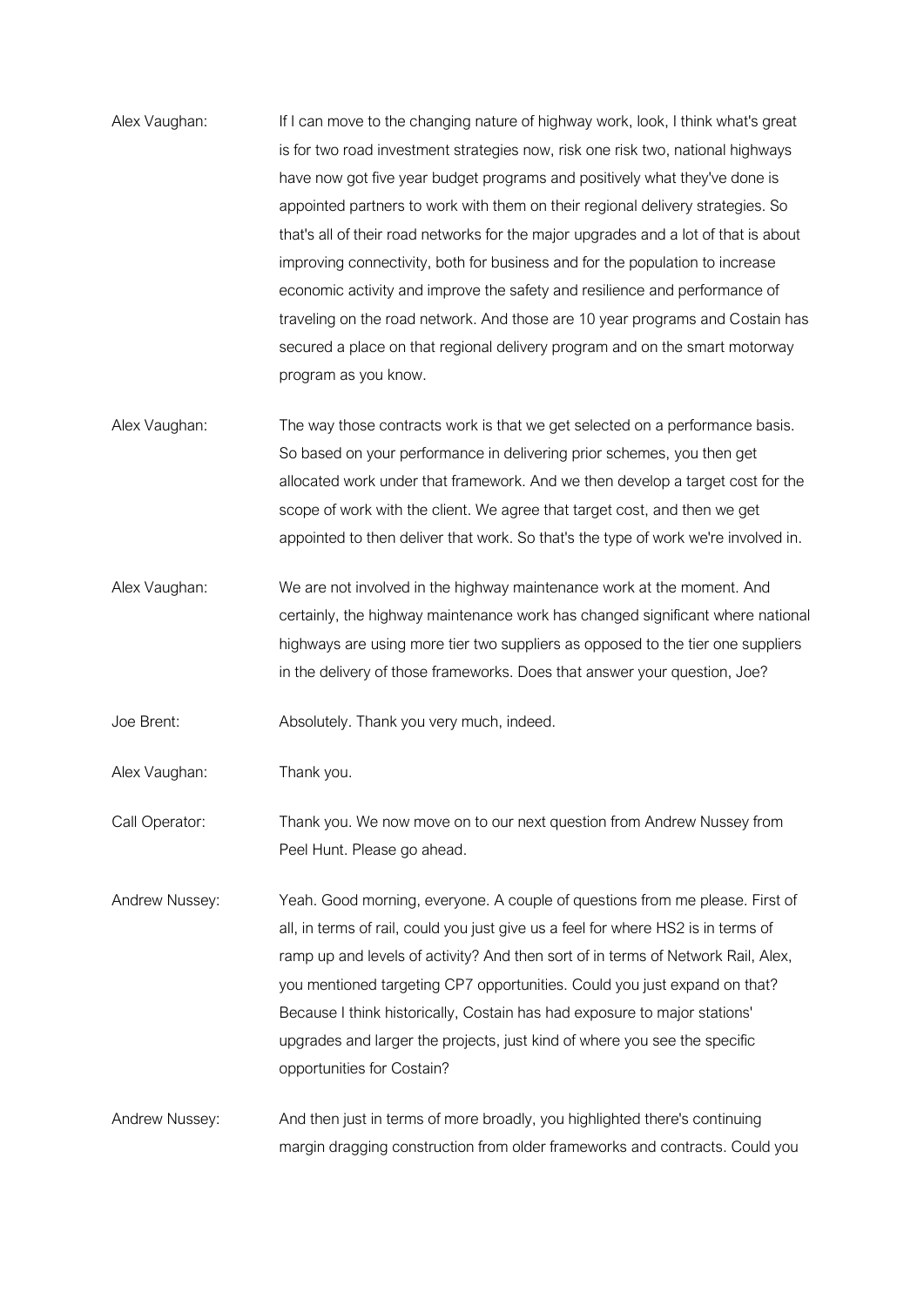Alex Vaughan: If I can move to the changing nature of highway work, look, I think what's great is for two road investment strategies now, risk one risk two, national highways have now got five year budget programs and positively what they've done is appointed partners to work with them on their regional delivery strategies. So that's all of their road networks for the major upgrades and a lot of that is about improving connectivity, both for business and for the population to increase economic activity and improve the safety and resilience and performance of traveling on the road network. And those are 10 year programs and Costain has secured a place on that regional delivery program and on the smart motorway program as you know.

Alex Vaughan: The way those contracts work is that we get selected on a performance basis. So based on your performance in delivering prior schemes, you then get allocated work under that framework. And we then develop a target cost for the scope of work with the client. We agree that target cost, and then we get appointed to then deliver that work. So that's the type of work we're involved in.

Alex Vaughan: We are not involved in the highway maintenance work at the moment. And certainly, the highway maintenance work has changed significant where national highways are using more tier two suppliers as opposed to the tier one suppliers in the delivery of those frameworks. Does that answer your question, Joe?

Joe Brent: Absolutely. Thank you very much, indeed.

Alex Vaughan: Thank you.

Call Operator: Thank you. We now move on to our next question from Andrew Nussey from Peel Hunt. Please go ahead.

Andrew Nussey: Yeah. Good morning, everyone. A couple of questions from me please. First of all, in terms of rail, could you just give us a feel for where HS2 is in terms of ramp up and levels of activity? And then sort of in terms of Network Rail, Alex, you mentioned targeting CP7 opportunities. Could you just expand on that? Because I think historically, Costain has had exposure to major stations' upgrades and larger the projects, just kind of where you see the specific opportunities for Costain?

Andrew Nussey: And then just in terms of more broadly, you highlighted there's continuing margin dragging construction from older frameworks and contracts. Could you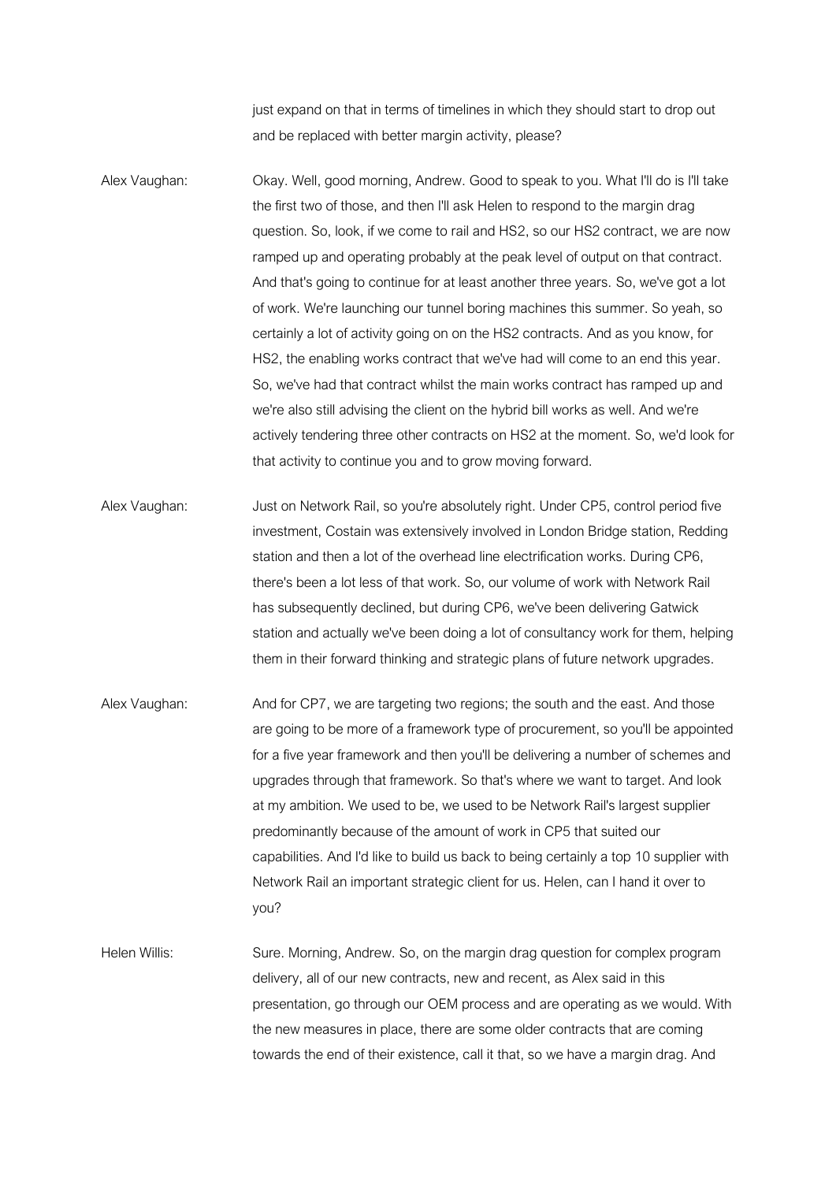just expand on that in terms of timelines in which they should start to drop out and be replaced with better margin activity, please?

Alex Vaughan: Okay. Well, good morning, Andrew. Good to speak to you. What I'll do is I'll take the first two of those, and then I'll ask Helen to respond to the margin drag question. So, look, if we come to rail and HS2, so our HS2 contract, we are now ramped up and operating probably at the peak level of output on that contract. And that's going to continue for at least another three years. So, we've got a lot of work. We're launching our tunnel boring machines this summer. So yeah, so certainly a lot of activity going on on the HS2 contracts. And as you know, for HS2, the enabling works contract that we've had will come to an end this year. So, we've had that contract whilst the main works contract has ramped up and we're also still advising the client on the hybrid bill works as well. And we're actively tendering three other contracts on HS2 at the moment. So, we'd look for that activity to continue you and to grow moving forward.

Alex Vaughan: Just on Network Rail, so you're absolutely right. Under CP5, control period five investment, Costain was extensively involved in London Bridge station, Redding station and then a lot of the overhead line electrification works. During CP6, there's been a lot less of that work. So, our volume of work with Network Rail has subsequently declined, but during CP6, we've been delivering Gatwick station and actually we've been doing a lot of consultancy work for them, helping them in their forward thinking and strategic plans of future network upgrades.

Alex Vaughan: And for CP7, we are targeting two regions; the south and the east. And those are going to be more of a framework type of procurement, so you'll be appointed for a five year framework and then you'll be delivering a number of schemes and upgrades through that framework. So that's where we want to target. And look at my ambition. We used to be, we used to be Network Rail's largest supplier predominantly because of the amount of work in CP5 that suited our capabilities. And I'd like to build us back to being certainly a top 10 supplier with Network Rail an important strategic client for us. Helen, can I hand it over to you?

Helen Willis: Sure. Morning, Andrew. So, on the margin drag question for complex program delivery, all of our new contracts, new and recent, as Alex said in this presentation, go through our OEM process and are operating as we would. With the new measures in place, there are some older contracts that are coming towards the end of their existence, call it that, so we have a margin drag. And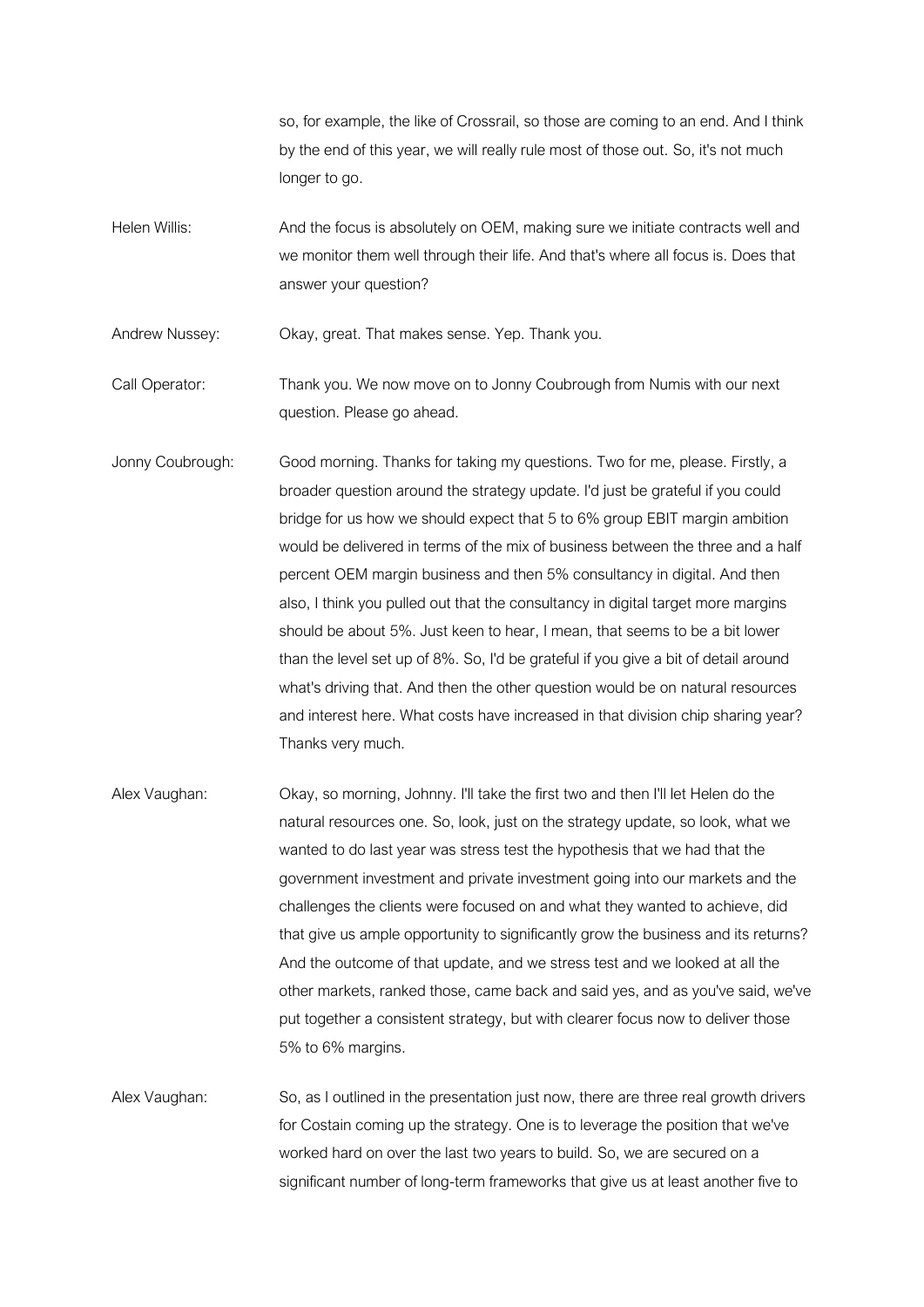so, for example, the like of Crossrail, so those are coming to an end. And I think by the end of this year, we will really rule most of those out. So, it's not much longer to go.

Helen Willis: And the focus is absolutely on OEM, making sure we initiate contracts well and we monitor them well through their life. And that's where all focus is. Does that answer your question?

Andrew Nussey: Okay, great. That makes sense. Yep. Thank you.

Call Operator: Thank you. We now move on to Jonny Coubrough from Numis with our next question. Please go ahead.

Jonny Coubrough: Good morning. Thanks for taking my questions. Two for me, please. Firstly, a broader question around the strategy update. I'd just be grateful if you could bridge for us how we should expect that 5 to 6% group EBIT margin ambition would be delivered in terms of the mix of business between the three and a half percent OEM margin business and then 5% consultancy in digital. And then also, I think you pulled out that the consultancy in digital target more margins should be about 5%. Just keen to hear, I mean, that seems to be a bit lower than the level set up of 8%. So, I'd be grateful if you give a bit of detail around what's driving that. And then the other question would be on natural resources and interest here. What costs have increased in that division chip sharing year? Thanks very much.

Alex Vaughan: Okay, so morning, Johnny. I'll take the first two and then I'll let Helen do the natural resources one. So, look, just on the strategy update, so look, what we wanted to do last year was stress test the hypothesis that we had that the government investment and private investment going into our markets and the challenges the clients were focused on and what they wanted to achieve, did that give us ample opportunity to significantly grow the business and its returns? And the outcome of that update, and we stress test and we looked at all the other markets, ranked those, came back and said yes, and as you've said, we've put together a consistent strategy, but with clearer focus now to deliver those 5% to 6% margins.

Alex Vaughan: So, as I outlined in the presentation just now, there are three real growth drivers for Costain coming up the strategy. One is to leverage the position that we've worked hard on over the last two years to build. So, we are secured on a significant number of long-term frameworks that give us at least another five to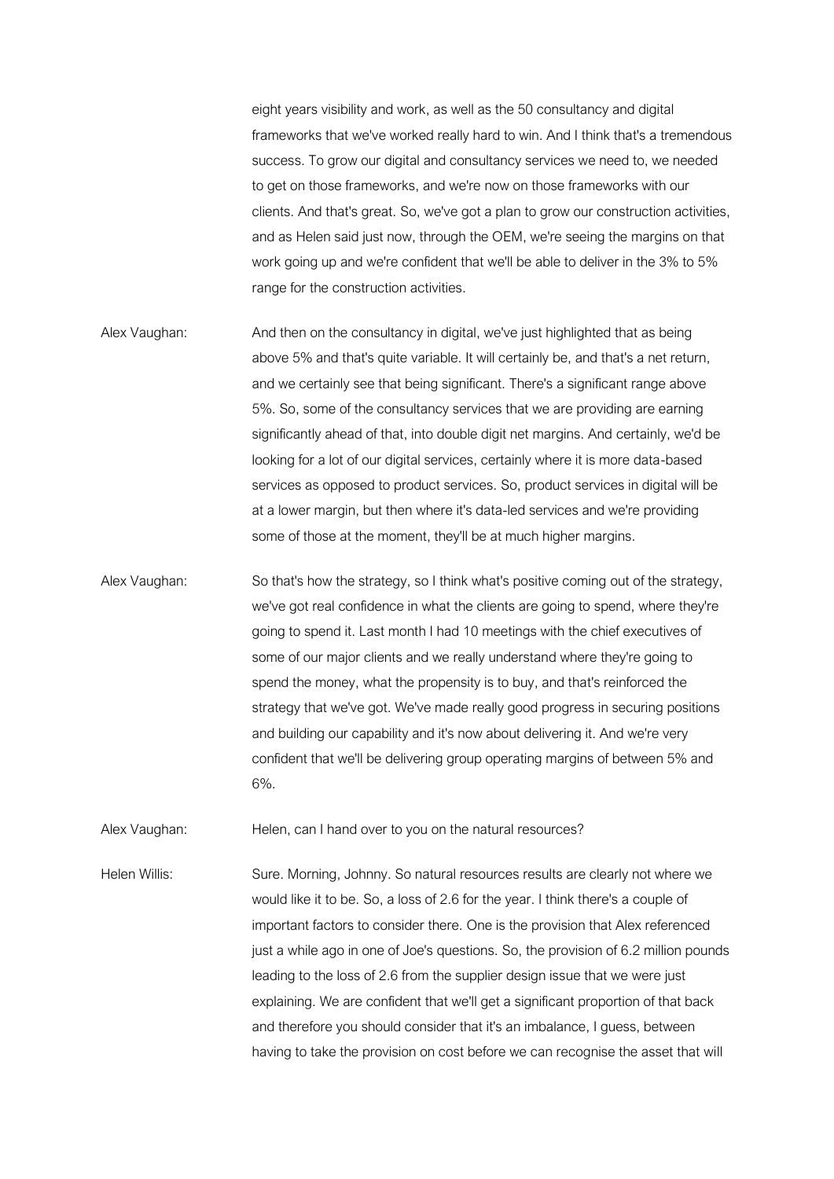eight years visibility and work, as well as the 50 consultancy and digital frameworks that we've worked really hard to win. And I think that's a tremendous success. To grow our digital and consultancy services we need to, we needed to get on those frameworks, and we're now on those frameworks with our clients. And that's great. So, we've got a plan to grow our construction activities, and as Helen said just now, through the OEM, we're seeing the margins on that work going up and we're confident that we'll be able to deliver in the 3% to 5% range for the construction activities.

Alex Vaughan: And then on the consultancy in digital, we've just highlighted that as being above 5% and that's quite variable. It will certainly be, and that's a net return, and we certainly see that being significant. There's a significant range above 5%. So, some of the consultancy services that we are providing are earning significantly ahead of that, into double digit net margins. And certainly, we'd be looking for a lot of our digital services, certainly where it is more data-based services as opposed to product services. So, product services in digital will be at a lower margin, but then where it's data-led services and we're providing some of those at the moment, they'll be at much higher margins.

Alex Vaughan: So that's how the strategy, so I think what's positive coming out of the strategy, we've got real confidence in what the clients are going to spend, where they're going to spend it. Last month I had 10 meetings with the chief executives of some of our major clients and we really understand where they're going to spend the money, what the propensity is to buy, and that's reinforced the strategy that we've got. We've made really good progress in securing positions and building our capability and it's now about delivering it. And we're very confident that we'll be delivering group operating margins of between 5% and 6%.

Alex Vaughan: Helen, can I hand over to you on the natural resources?

Helen Willis: Sure. Morning, Johnny. So natural resources results are clearly not where we would like it to be. So, a loss of 2.6 for the year. I think there's a couple of important factors to consider there. One is the provision that Alex referenced just a while ago in one of Joe's questions. So, the provision of 6.2 million pounds leading to the loss of 2.6 from the supplier design issue that we were just explaining. We are confident that we'll get a significant proportion of that back and therefore you should consider that it's an imbalance, I guess, between having to take the provision on cost before we can recognise the asset that will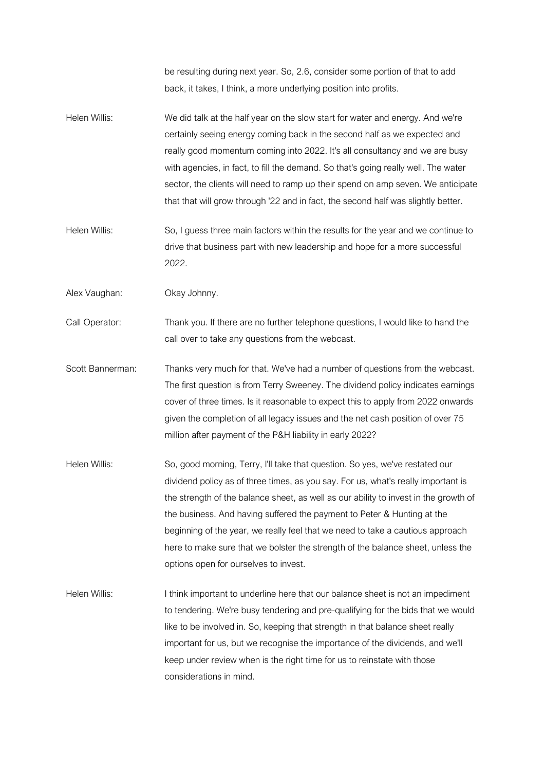be resulting during next year. So, 2.6, consider some portion of that to add back, it takes, I think, a more underlying position into profits.

Helen Willis: We did talk at the half year on the slow start for water and energy. And we're certainly seeing energy coming back in the second half as we expected and really good momentum coming into 2022. It's all consultancy and we are busy with agencies, in fact, to fill the demand. So that's going really well. The water sector, the clients will need to ramp up their spend on amp seven. We anticipate that that will grow through '22 and in fact, the second half was slightly better.

Helen Willis: So, I guess three main factors within the results for the year and we continue to drive that business part with new leadership and hope for a more successful 2022.

Alex Vaughan: Okay Johnny.

Call Operator: Thank you. If there are no further telephone questions, I would like to hand the call over to take any questions from the webcast.

Scott Bannerman: Thanks very much for that. We've had a number of questions from the webcast. The first question is from Terry Sweeney. The dividend policy indicates earnings cover of three times. Is it reasonable to expect this to apply from 2022 onwards given the completion of all legacy issues and the net cash position of over 75 million after payment of the P&H liability in early 2022?

Helen Willis: So, good morning, Terry, I'll take that question. So yes, we've restated our dividend policy as of three times, as you say. For us, what's really important is the strength of the balance sheet, as well as our ability to invest in the growth of the business. And having suffered the payment to Peter & Hunting at the beginning of the year, we really feel that we need to take a cautious approach here to make sure that we bolster the strength of the balance sheet, unless the options open for ourselves to invest.

Helen Willis: I think important to underline here that our balance sheet is not an impediment to tendering. We're busy tendering and pre-qualifying for the bids that we would like to be involved in. So, keeping that strength in that balance sheet really important for us, but we recognise the importance of the dividends, and we'll keep under review when is the right time for us to reinstate with those considerations in mind.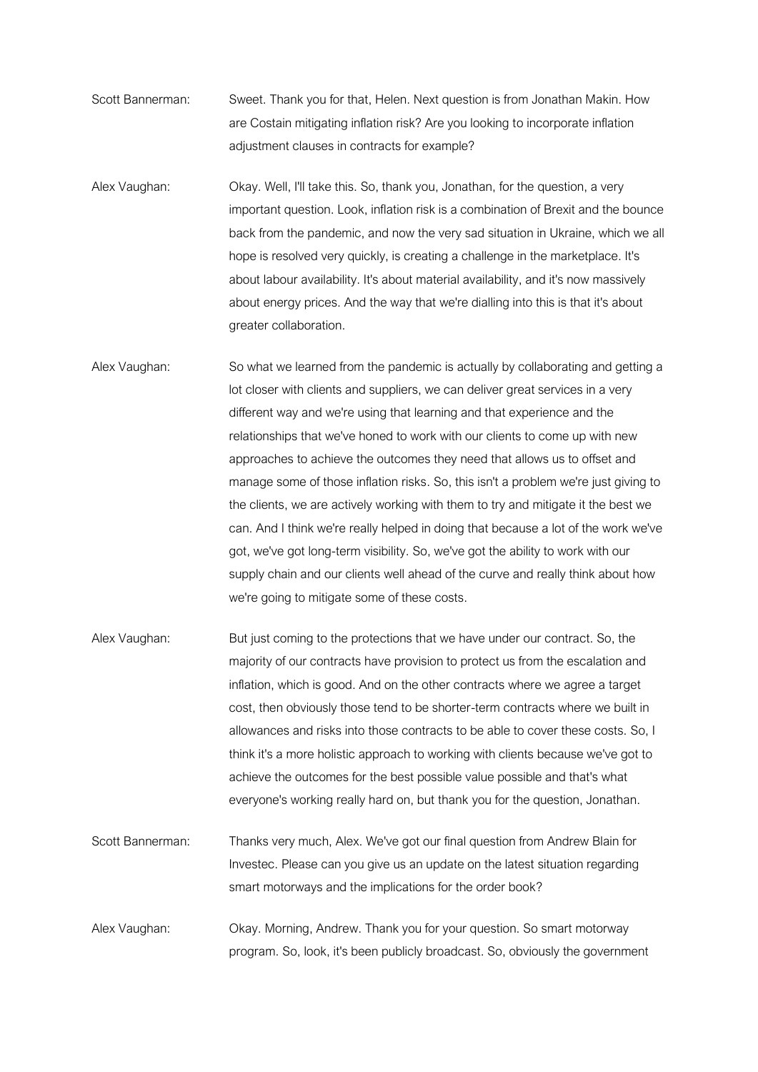Scott Bannerman: Sweet. Thank you for that, Helen. Next question is from Jonathan Makin. How are Costain mitigating inflation risk? Are you looking to incorporate inflation adjustment clauses in contracts for example?

Alex Vaughan: Okay. Well, I'll take this. So, thank you, Jonathan, for the question, a very important question. Look, inflation risk is a combination of Brexit and the bounce back from the pandemic, and now the very sad situation in Ukraine, which we all hope is resolved very quickly, is creating a challenge in the marketplace. It's about labour availability. It's about material availability, and it's now massively about energy prices. And the way that we're dialling into this is that it's about greater collaboration.

Alex Vaughan: So what we learned from the pandemic is actually by collaborating and getting a lot closer with clients and suppliers, we can deliver great services in a very different way and we're using that learning and that experience and the relationships that we've honed to work with our clients to come up with new approaches to achieve the outcomes they need that allows us to offset and manage some of those inflation risks. So, this isn't a problem we're just giving to the clients, we are actively working with them to try and mitigate it the best we can. And I think we're really helped in doing that because a lot of the work we've got, we've got long-term visibility. So, we've got the ability to work with our supply chain and our clients well ahead of the curve and really think about how we're going to mitigate some of these costs.

Alex Vaughan: But just coming to the protections that we have under our contract. So, the majority of our contracts have provision to protect us from the escalation and inflation, which is good. And on the other contracts where we agree a target cost, then obviously those tend to be shorter-term contracts where we built in allowances and risks into those contracts to be able to cover these costs. So, I think it's a more holistic approach to working with clients because we've got to achieve the outcomes for the best possible value possible and that's what everyone's working really hard on, but thank you for the question, Jonathan.

Scott Bannerman: Thanks very much, Alex. We've got our final question from Andrew Blain for Investec. Please can you give us an update on the latest situation regarding smart motorways and the implications for the order book?

Alex Vaughan: Okay. Morning, Andrew. Thank you for your question. So smart motorway program. So, look, it's been publicly broadcast. So, obviously the government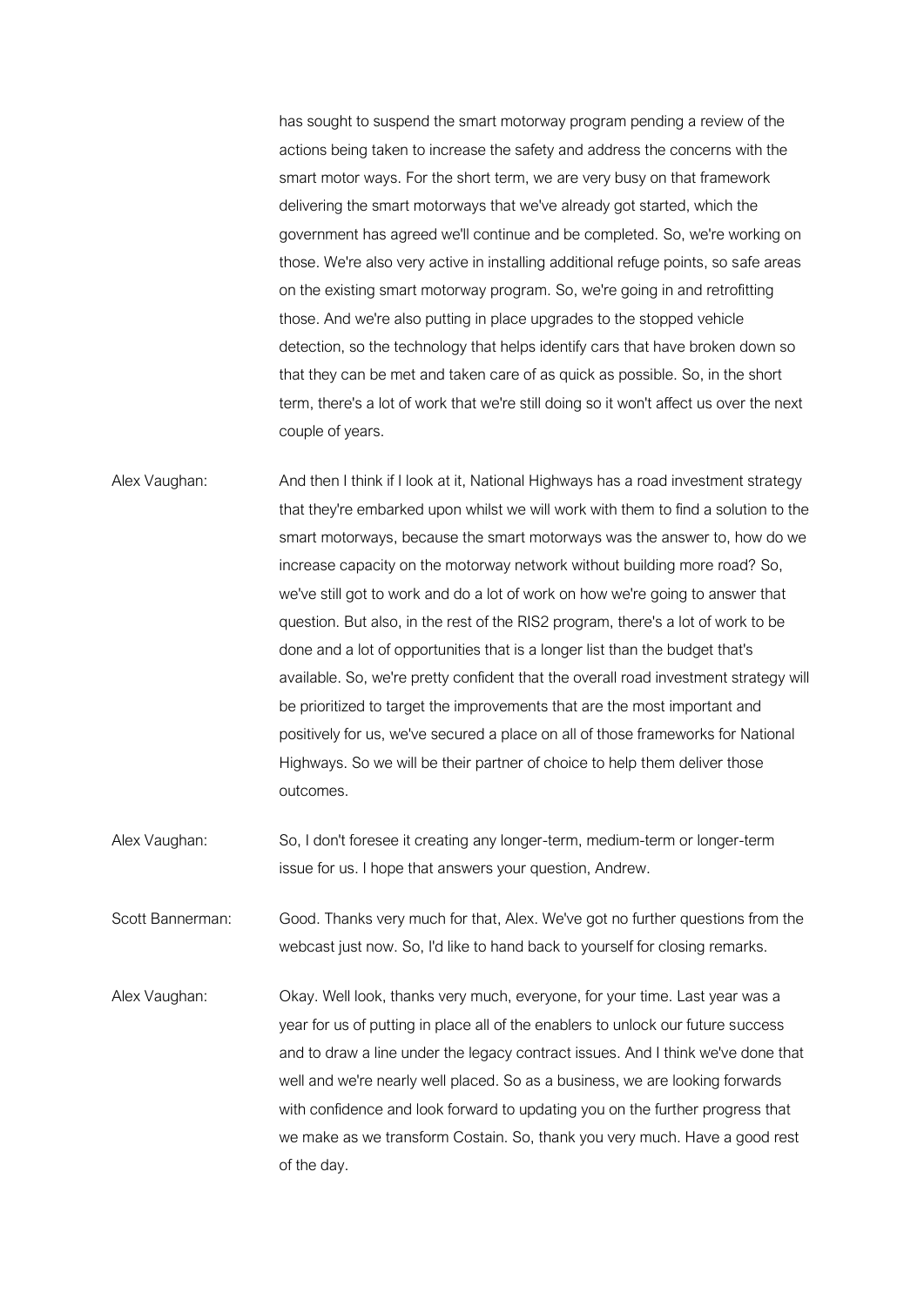has sought to suspend the smart motorway program pending a review of the actions being taken to increase the safety and address the concerns with the smart motor ways. For the short term, we are very busy on that framework delivering the smart motorways that we've already got started, which the government has agreed we'll continue and be completed. So, we're working on those. We're also very active in installing additional refuge points, so safe areas on the existing smart motorway program. So, we're going in and retrofitting those. And we're also putting in place upgrades to the stopped vehicle detection, so the technology that helps identify cars that have broken down so that they can be met and taken care of as quick as possible. So, in the short term, there's a lot of work that we're still doing so it won't affect us over the next couple of years.

Alex Vaughan: And then I think if I look at it, National Highways has a road investment strategy that they're embarked upon whilst we will work with them to find a solution to the smart motorways, because the smart motorways was the answer to, how do we increase capacity on the motorway network without building more road? So, we've still got to work and do a lot of work on how we're going to answer that question. But also, in the rest of the RIS2 program, there's a lot of work to be done and a lot of opportunities that is a longer list than the budget that's available. So, we're pretty confident that the overall road investment strategy will be prioritized to target the improvements that are the most important and positively for us, we've secured a place on all of those frameworks for National Highways. So we will be their partner of choice to help them deliver those outcomes.

Alex Vaughan: So, I don't foresee it creating any longer-term, medium-term or longer-term issue for us. I hope that answers your question, Andrew.

Scott Bannerman: Good. Thanks very much for that, Alex. We've got no further questions from the webcast just now. So, I'd like to hand back to yourself for closing remarks.

Alex Vaughan: Okay. Well look, thanks very much, everyone, for your time. Last year was a year for us of putting in place all of the enablers to unlock our future success and to draw a line under the legacy contract issues. And I think we've done that well and we're nearly well placed. So as a business, we are looking forwards with confidence and look forward to updating you on the further progress that we make as we transform Costain. So, thank you very much. Have a good rest of the day.